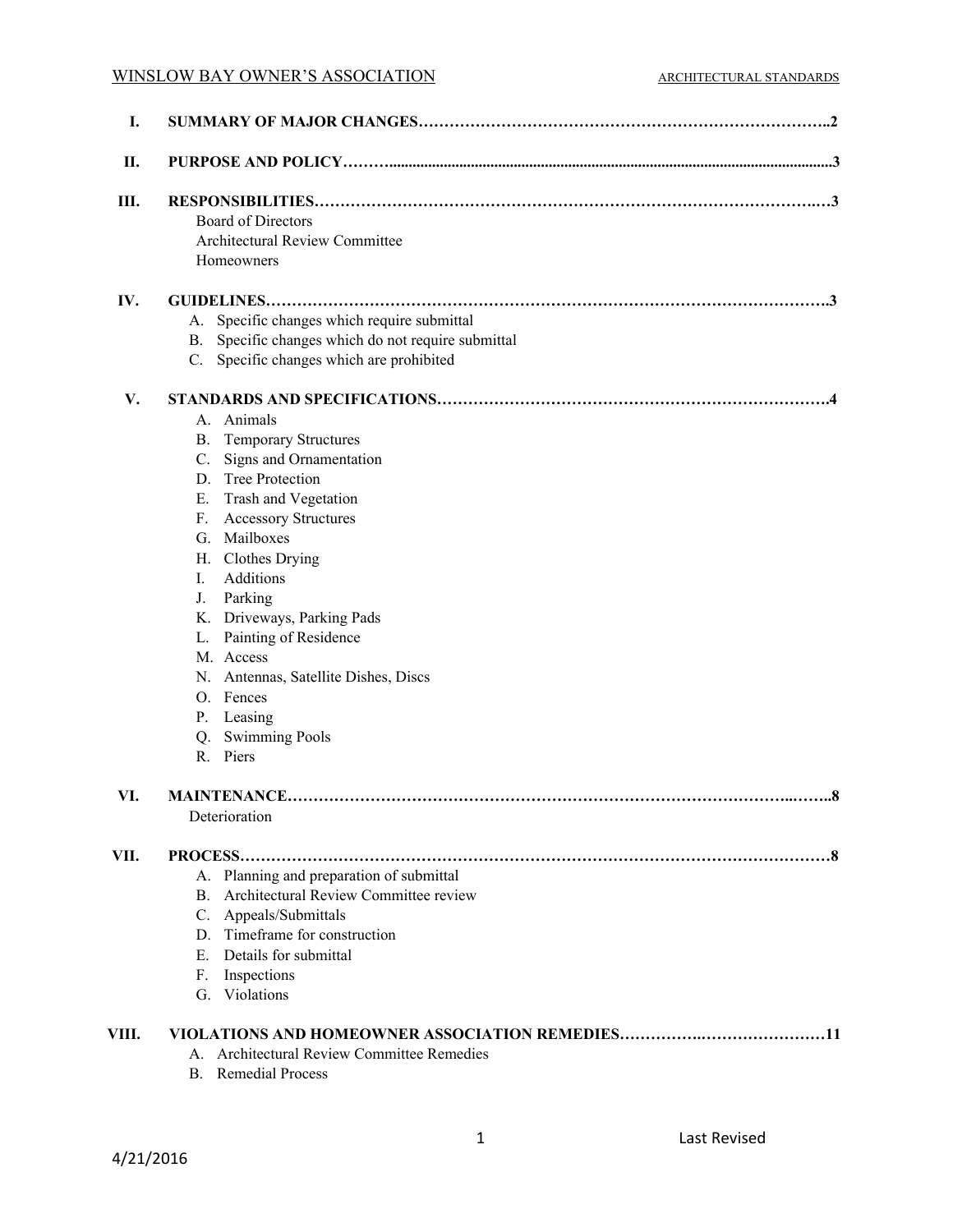# WINSLOW BAY OWNER'S ASSOCIATION

ARCHITECTURAL STANDARDS

**I. SUMMARY OF MAJOR CHANGES……………………………………………………………………..2**

**II. PURPOSE AND POLICY………..........................................................................................................3**

**III. RESPONSIBILITIES…………………………………………………………………………………..…3**

- Board of Directors
- Architectural Review Committee
- Homeowners

**IV. GUIDELINES……………………………………………………………………………………………..3**

- A. Specific changes which require submittal
- B. Specific changes which do not require submittal
- C. Specific changes which are prohibited

**V. STANDARDS AND SPECIFICATIONS…………………………………………………………………..4**

- A. Animals
- B. Temporary Structures
- C. Signs and Ornamentation
- D. Tree Protection
- E. Trash and Vegetation
- F. Accessory Structures
- G. Mailboxes
- H. Clothes Drying
- I. Additions
- J. Parking
- K. Driveways, Parking Pads
- L. Painting of Residence
- M. Access
- N. Antennas, Satellite Dishes, Discs
- O. Fences
- P. Leasing
- Q. Swimming Pools
- R. Piers

**VI. MAINTENANCE…………………………………………………………………………………..……..8**

- Deterioration

**VII. PROCESS………………………………………………………………………………………………8**

- A. Planning and preparation of submittal
- B. Architectural Review Committee review
- C. Appeals/Submittals
- D. Timeframe for construction
- E. Details for submittal
- F. Inspections
- G. Violations

**VIII. VIOLATIONS AND HOMEOWNER ASSOCIATION REMEDIES…………….……………………11**

- A. Architectural Review Committee Remedies
- B. Remedial Process

Last Revised 4/21/2016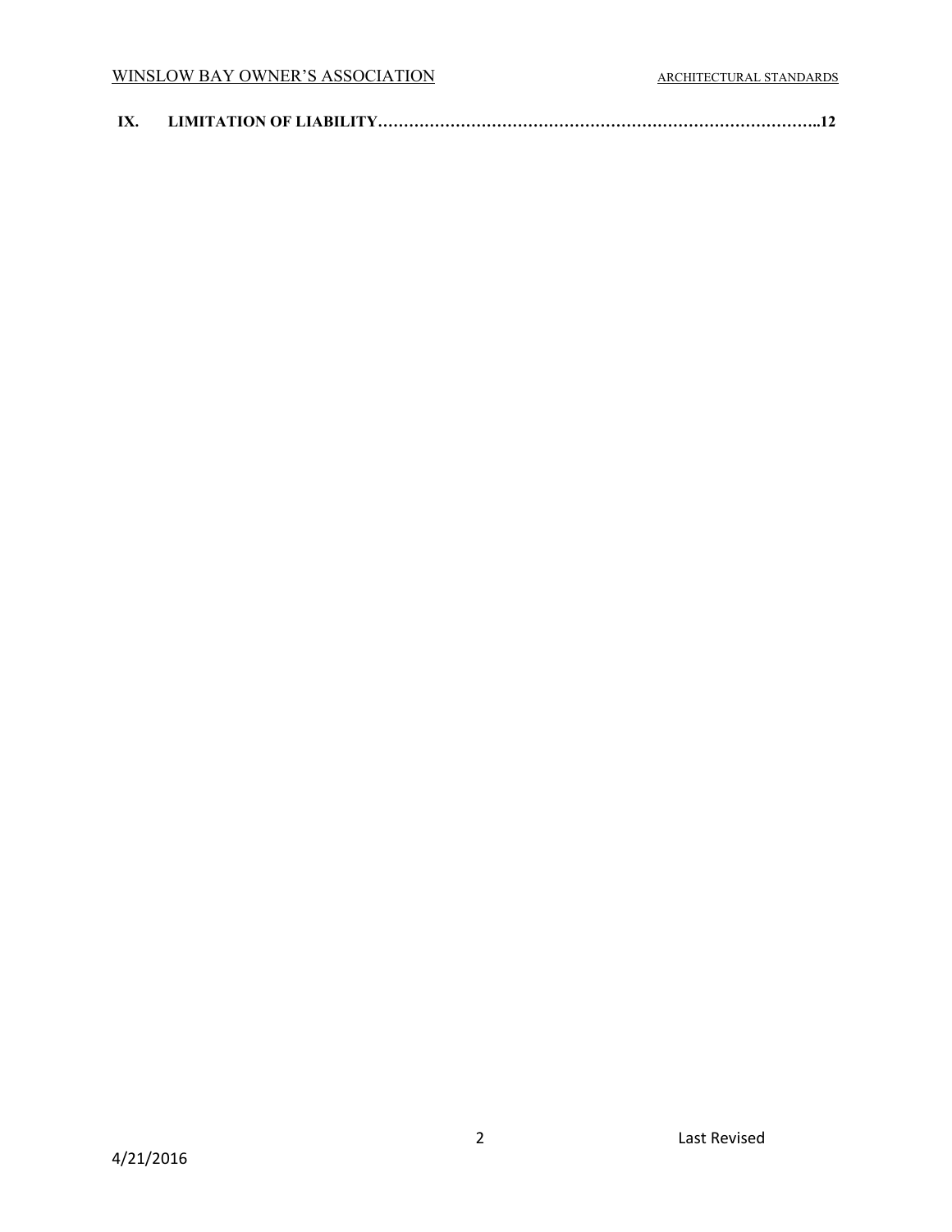**IX. LIMITATION OF LIABILITY………………………………………………………………………..12**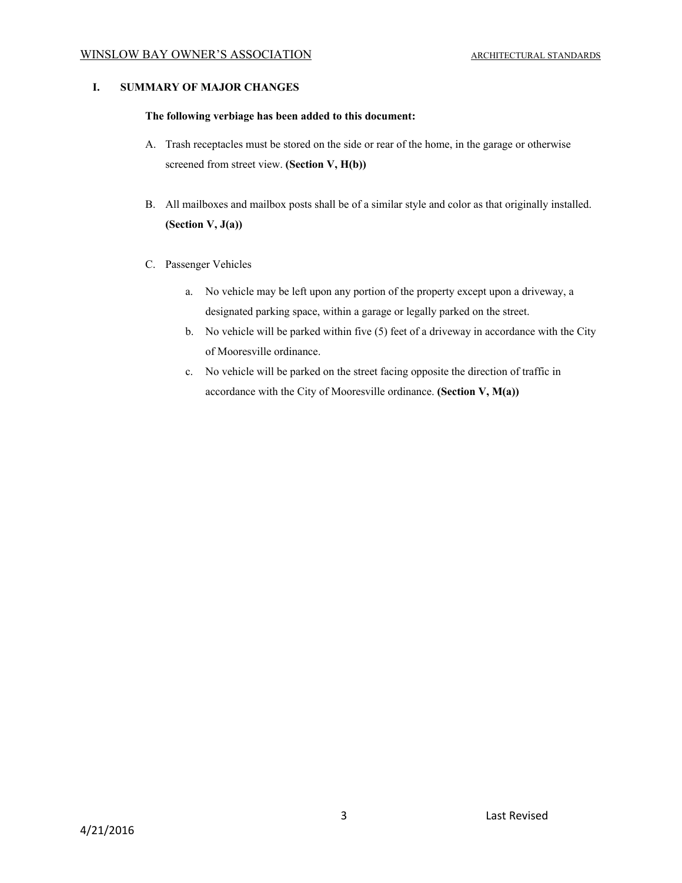## I. SUMMARY OF MAJOR CHANGES

**The following verbiage has been added to this document:**

A. Trash receptacles must be stored on the side or rear of the home, in the garage or otherwise screened from street view. **(Section V, H(b))**

B. All mailboxes and mailbox posts shall be of a similar style and color as that originally installed. **(Section V, J(a))**

C. Passenger Vehicles

   a. No vehicle may be left upon any portion of the property except upon a driveway, a designated parking space, within a garage or legally parked on the street.

   b. No vehicle will be parked within five (5) feet of a driveway in accordance with the City of Mooresville ordinance.

   c. No vehicle will be parked on the street facing opposite the direction of traffic in accordance with the City of Mooresville ordinance. **(Section V, M(a))**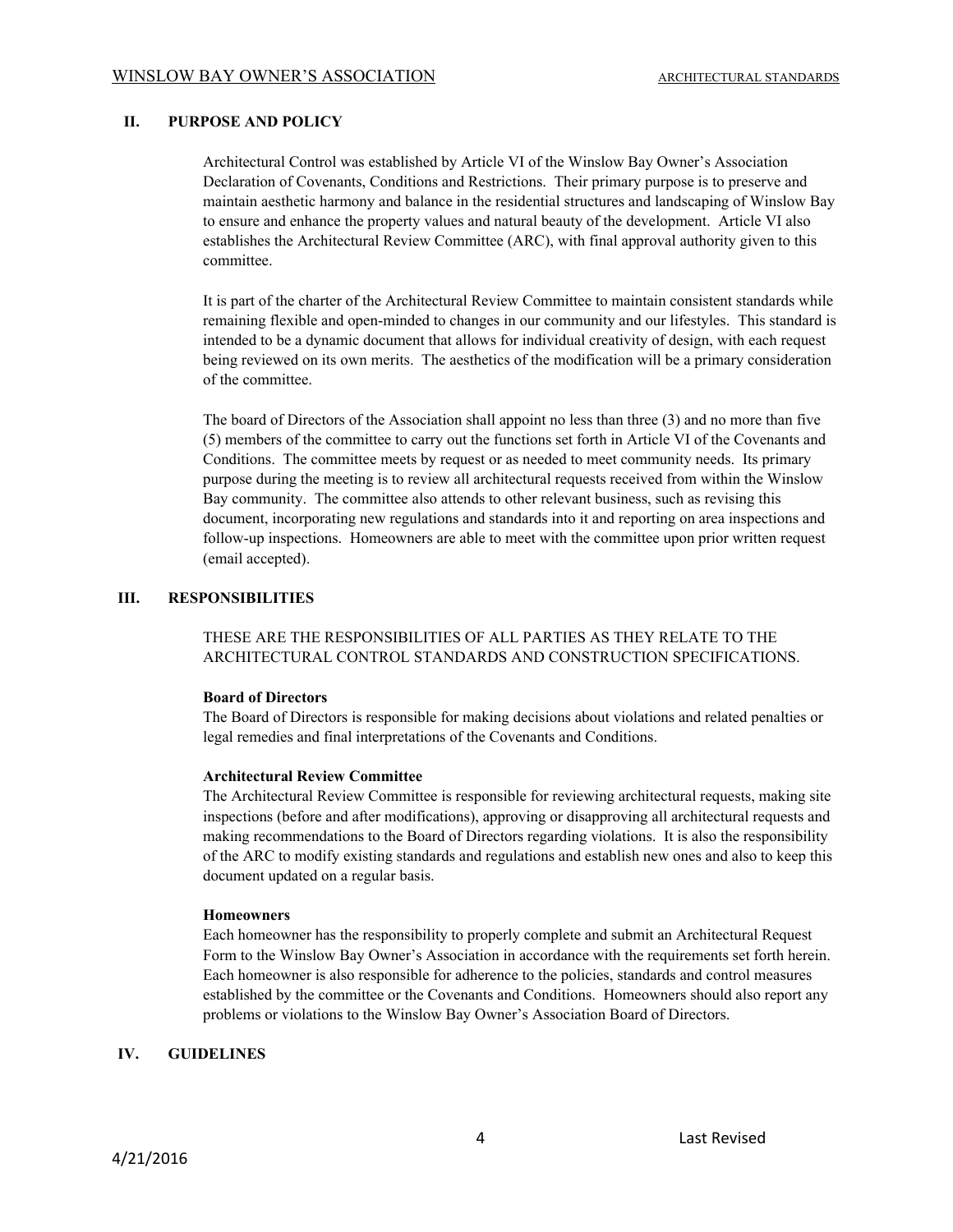## II. PURPOSE AND POLICY

Architectural Control was established by Article VI of the Winslow Bay Owner's Association Declaration of Covenants, Conditions and Restrictions. Their primary purpose is to preserve and maintain aesthetic harmony and balance in the residential structures and landscaping of Winslow Bay to ensure and enhance the property values and natural beauty of the development. Article VI also establishes the Architectural Review Committee (ARC), with final approval authority given to this committee.

It is part of the charter of the Architectural Review Committee to maintain consistent standards while remaining flexible and open-minded to changes in our community and our lifestyles. This standard is intended to be a dynamic document that allows for individual creativity of design, with each request being reviewed on its own merits. The aesthetics of the modification will be a primary consideration of the committee.

The board of Directors of the Association shall appoint no less than three (3) and no more than five (5) members of the committee to carry out the functions set forth in Article VI of the Covenants and Conditions. The committee meets by request or as needed to meet community needs. Its primary purpose during the meeting is to review all architectural requests received from within the Winslow Bay community. The committee also attends to other relevant business, such as revising this document, incorporating new regulations and standards into it and reporting on area inspections and follow-up inspections. Homeowners are able to meet with the committee upon prior written request (email accepted).

## III. RESPONSIBILITIES

THESE ARE THE RESPONSIBILITIES OF ALL PARTIES AS THEY RELATE TO THE ARCHITECTURAL CONTROL STANDARDS AND CONSTRUCTION SPECIFICATIONS.

**Board of Directors**
The Board of Directors is responsible for making decisions about violations and related penalties or legal remedies and final interpretations of the Covenants and Conditions.

**Architectural Review Committee**
The Architectural Review Committee is responsible for reviewing architectural requests, making site inspections (before and after modifications), approving or disapproving all architectural requests and making recommendations to the Board of Directors regarding violations. It is also the responsibility of the ARC to modify existing standards and regulations and establish new ones and also to keep this document updated on a regular basis.

**Homeowners**
Each homeowner has the responsibility to properly complete and submit an Architectural Request Form to the Winslow Bay Owner's Association in accordance with the requirements set forth herein. Each homeowner is also responsible for adherence to the policies, standards and control measures established by the committee or the Covenants and Conditions. Homeowners should also report any problems or violations to the Winslow Bay Owner's Association Board of Directors.

## IV. GUIDELINES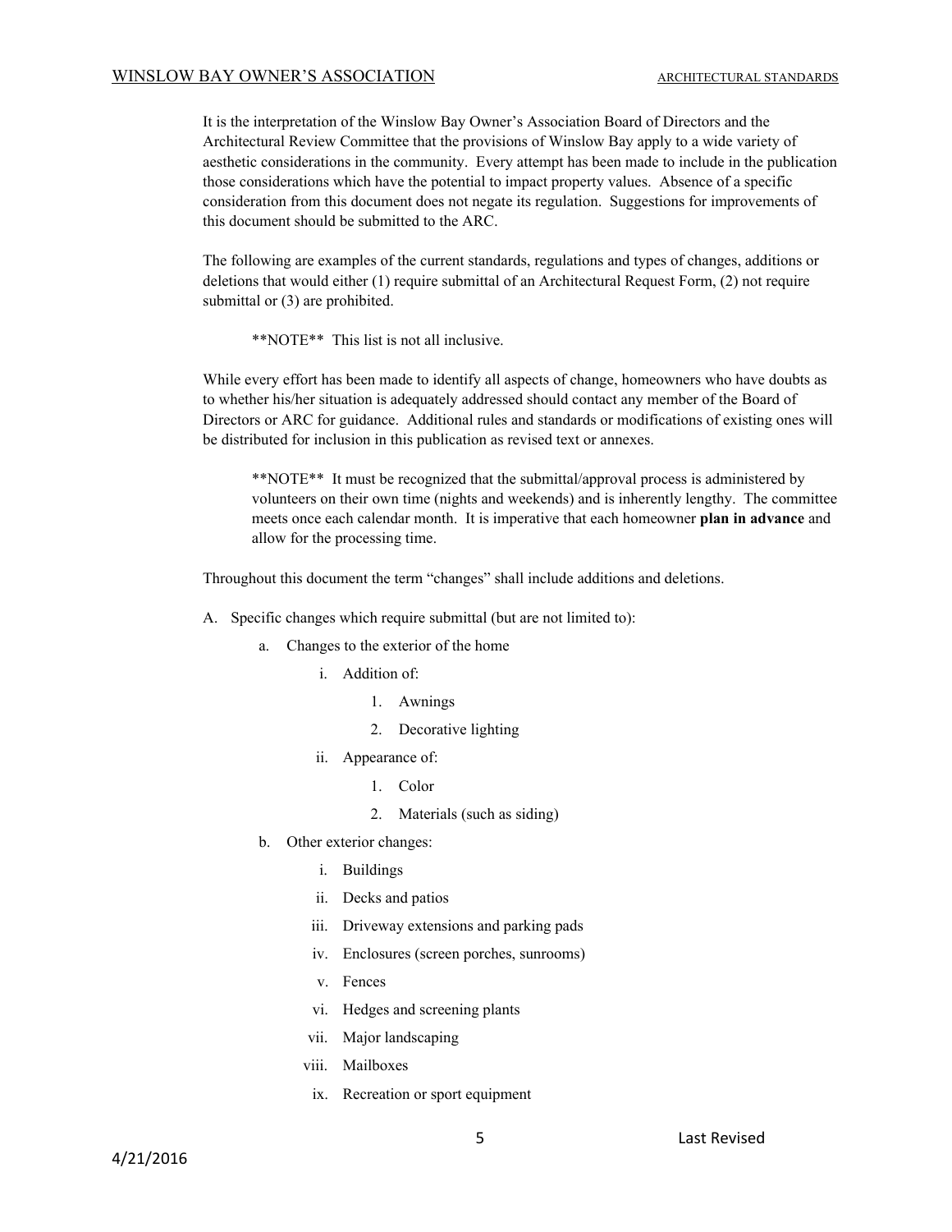It is the interpretation of the Winslow Bay Owner's Association Board of Directors and the Architectural Review Committee that the provisions of Winslow Bay apply to a wide variety of aesthetic considerations in the community. Every attempt has been made to include in the publication those considerations which have the potential to impact property values. Absence of a specific consideration from this document does not negate its regulation. Suggestions for improvements of this document should be submitted to the ARC.

The following are examples of the current standards, regulations and types of changes, additions or deletions that would either (1) require submittal of an Architectural Request Form, (2) not require submittal or (3) are prohibited.

> **NOTE** This list is not all inclusive.

While every effort has been made to identify all aspects of change, homeowners who have doubts as to whether his/her situation is adequately addressed should contact any member of the Board of Directors or ARC for guidance. Additional rules and standards or modifications of existing ones will be distributed for inclusion in this publication as revised text or annexes.

> **NOTE** It must be recognized that the submittal/approval process is administered by volunteers on their own time (nights and weekends) and is inherently lengthy. The committee meets once each calendar month. It is imperative that each homeowner **plan in advance** and allow for the processing time.

Throughout this document the term "changes" shall include additions and deletions.

A. Specific changes which require submittal (but are not limited to):
    - a. Changes to the exterior of the home
        - i. Addition of:
            1. Awnings
            2. Decorative lighting
        - ii. Appearance of:
            1. Color
            2. Materials (such as siding)
    - b. Other exterior changes:
        - i. Buildings
        - ii. Decks and patios
        - iii. Driveway extensions and parking pads
        - iv. Enclosures (screen porches, sunrooms)
        - v. Fences
        - vi. Hedges and screening plants
        - vii. Major landscaping
        - viii. Mailboxes
        - ix. Recreation or sport equipment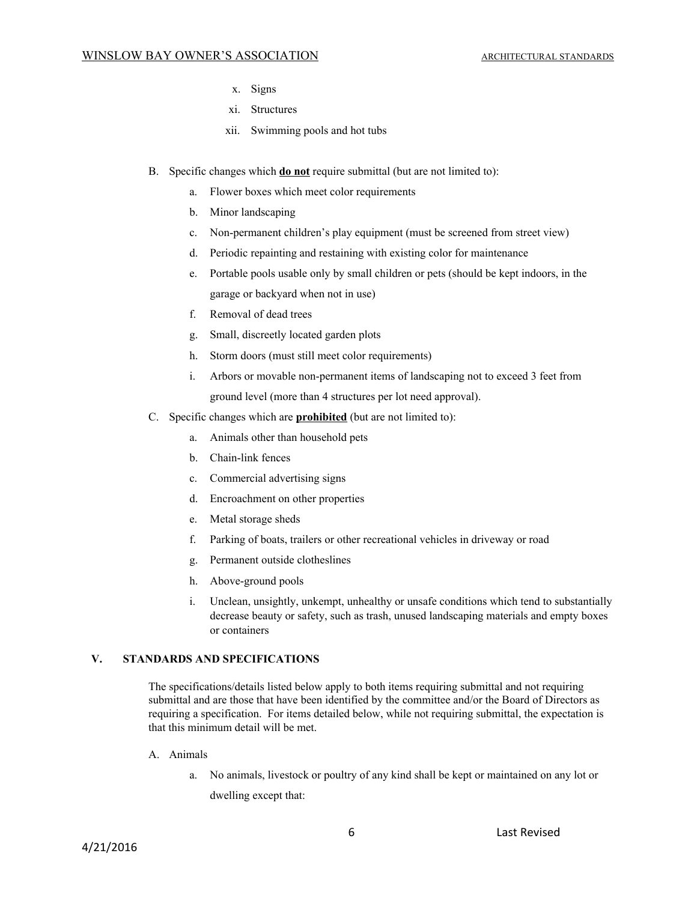x. Signs

xi. Structures

xii. Swimming pools and hot tubs

B. Specific changes which **do not** require submittal (but are not limited to):

a. Flower boxes which meet color requirements

b. Minor landscaping

c. Non-permanent children's play equipment (must be screened from street view)

d. Periodic repainting and restaining with existing color for maintenance

e. Portable pools usable only by small children or pets (should be kept indoors, in the garage or backyard when not in use)

f. Removal of dead trees

g. Small, discreetly located garden plots

h. Storm doors (must still meet color requirements)

i. Arbors or movable non-permanent items of landscaping not to exceed 3 feet from ground level (more than 4 structures per lot need approval).

C. Specific changes which are **prohibited** (but are not limited to):

a. Animals other than household pets

b. Chain-link fences

c. Commercial advertising signs

d. Encroachment on other properties

e. Metal storage sheds

f. Parking of boats, trailers or other recreational vehicles in driveway or road

g. Permanent outside clotheslines

h. Above-ground pools

i. Unclean, unsightly, unkempt, unhealthy or unsafe conditions which tend to substantially decrease beauty or safety, such as trash, unused landscaping materials and empty boxes or containers

## V. STANDARDS AND SPECIFICATIONS

The specifications/details listed below apply to both items requiring submittal and not requiring submittal and are those that have been identified by the committee and/or the Board of Directors as requiring a specification. For items detailed below, while not requiring submittal, the expectation is that this minimum detail will be met.

A. Animals

a. No animals, livestock or poultry of any kind shall be kept or maintained on any lot or dwelling except that: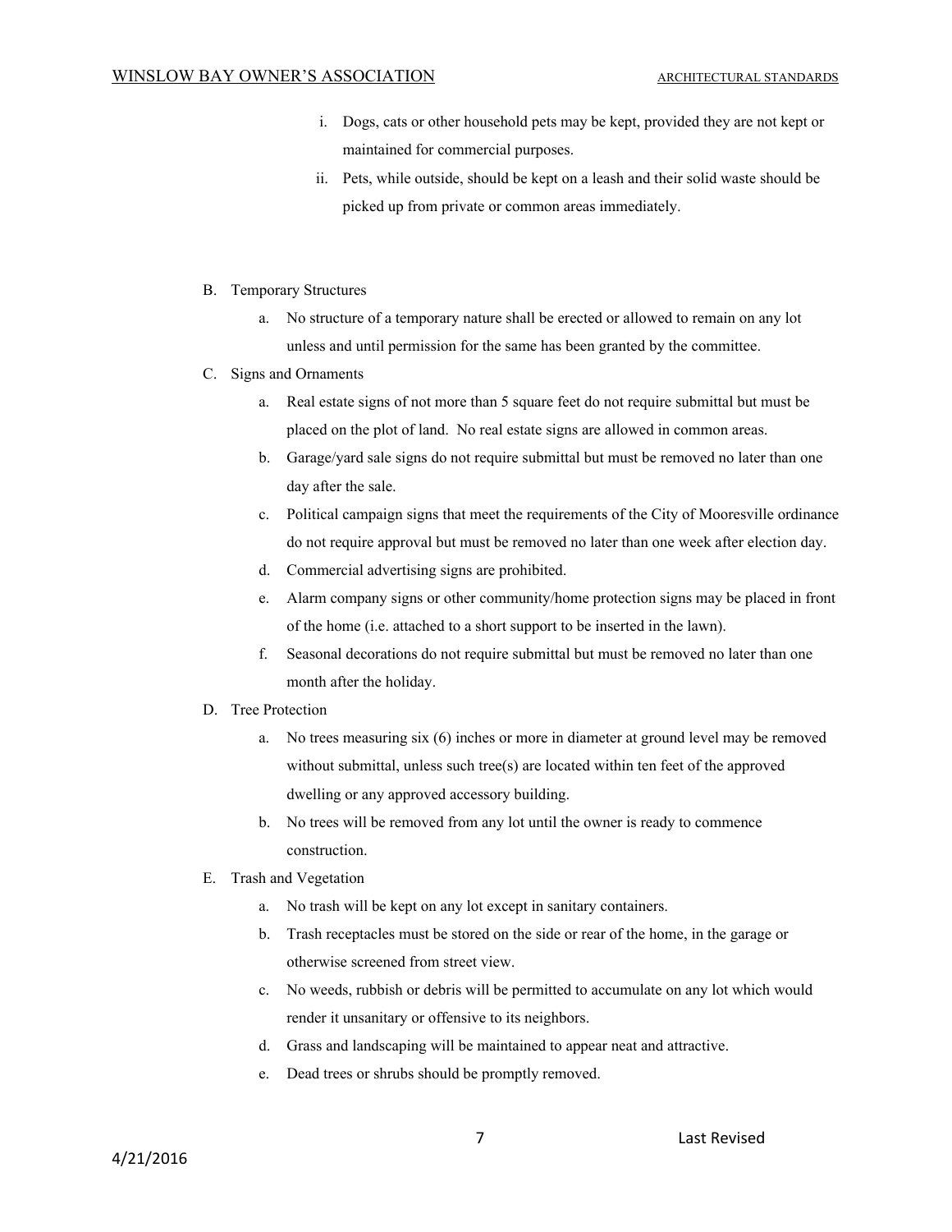i. Dogs, cats or other household pets may be kept, provided they are not kept or maintained for commercial purposes.

ii. Pets, while outside, should be kept on a leash and their solid waste should be picked up from private or common areas immediately.

B. Temporary Structures

a. No structure of a temporary nature shall be erected or allowed to remain on any lot unless and until permission for the same has been granted by the committee.

C. Signs and Ornaments

a. Real estate signs of not more than 5 square feet do not require submittal but must be placed on the plot of land. No real estate signs are allowed in common areas.

b. Garage/yard sale signs do not require submittal but must be removed no later than one day after the sale.

c. Political campaign signs that meet the requirements of the City of Mooresville ordinance do not require approval but must be removed no later than one week after election day.

d. Commercial advertising signs are prohibited.

e. Alarm company signs or other community/home protection signs may be placed in front of the home (i.e. attached to a short support to be inserted in the lawn).

f. Seasonal decorations do not require submittal but must be removed no later than one month after the holiday.

D. Tree Protection

a. No trees measuring six (6) inches or more in diameter at ground level may be removed without submittal, unless such tree(s) are located within ten feet of the approved dwelling or any approved accessory building.

b. No trees will be removed from any lot until the owner is ready to commence construction.

E. Trash and Vegetation

a. No trash will be kept on any lot except in sanitary containers.

b. Trash receptacles must be stored on the side or rear of the home, in the garage or otherwise screened from street view.

c. No weeds, rubbish or debris will be permitted to accumulate on any lot which would render it unsanitary or offensive to its neighbors.

d. Grass and landscaping will be maintained to appear neat and attractive.

e. Dead trees or shrubs should be promptly removed.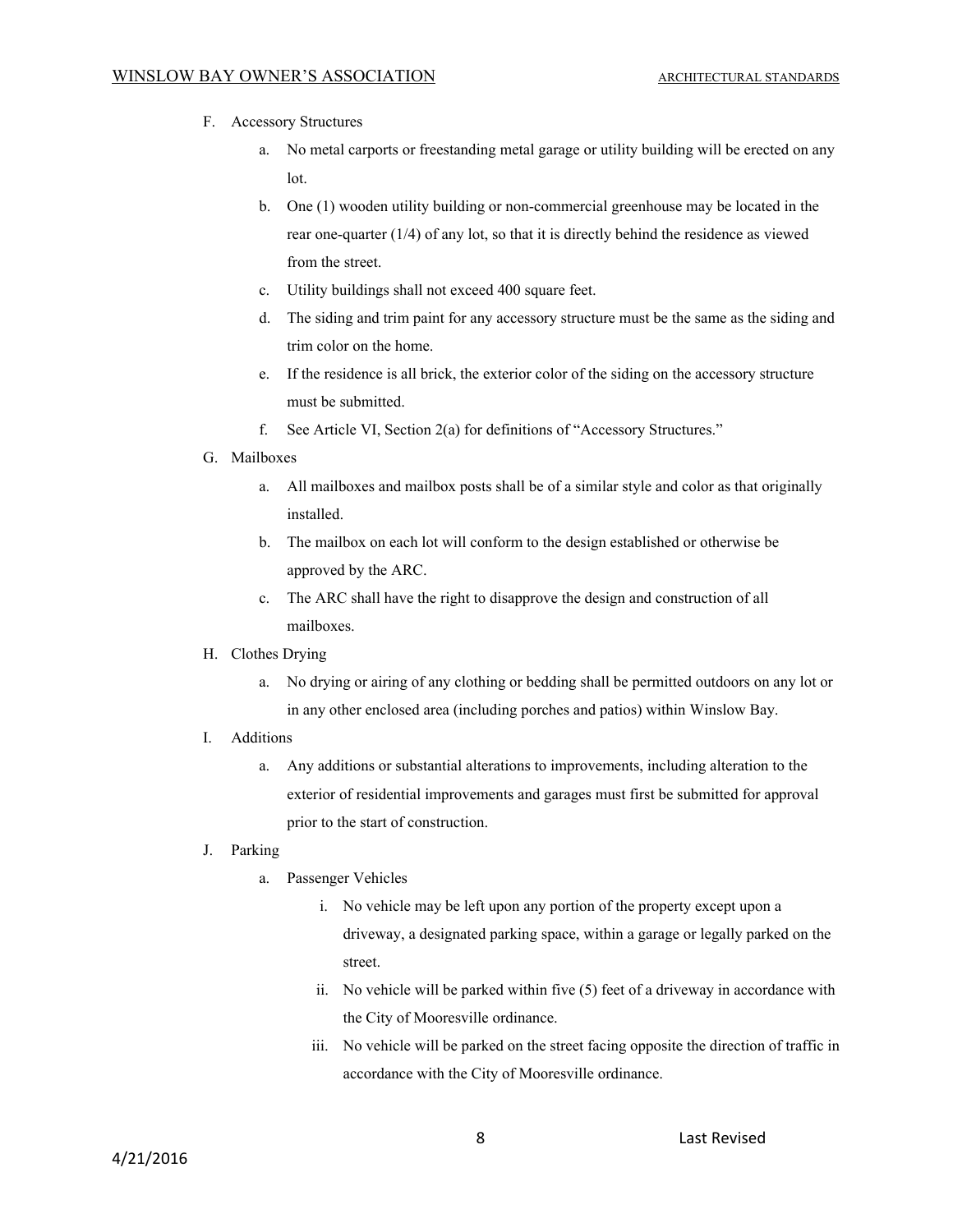F. Accessory Structures

   a. No metal carports or freestanding metal garage or utility building will be erected on any lot.

   b. One (1) wooden utility building or non-commercial greenhouse may be located in the rear one-quarter (1/4) of any lot, so that it is directly behind the residence as viewed from the street.

   c. Utility buildings shall not exceed 400 square feet.

   d. The siding and trim paint for any accessory structure must be the same as the siding and trim color on the home.

   e. If the residence is all brick, the exterior color of the siding on the accessory structure must be submitted.

   f. See Article VI, Section 2(a) for definitions of "Accessory Structures."

G. Mailboxes

   a. All mailboxes and mailbox posts shall be of a similar style and color as that originally installed.

   b. The mailbox on each lot will conform to the design established or otherwise be approved by the ARC.

   c. The ARC shall have the right to disapprove the design and construction of all mailboxes.

H. Clothes Drying

   a. No drying or airing of any clothing or bedding shall be permitted outdoors on any lot or in any other enclosed area (including porches and patios) within Winslow Bay.

I. Additions

   a. Any additions or substantial alterations to improvements, including alteration to the exterior of residential improvements and garages must first be submitted for approval prior to the start of construction.

J. Parking

   a. Passenger Vehicles

      i. No vehicle may be left upon any portion of the property except upon a driveway, a designated parking space, within a garage or legally parked on the street.

      ii. No vehicle will be parked within five (5) feet of a driveway in accordance with the City of Mooresville ordinance.

      iii. No vehicle will be parked on the street facing opposite the direction of traffic in accordance with the City of Mooresville ordinance.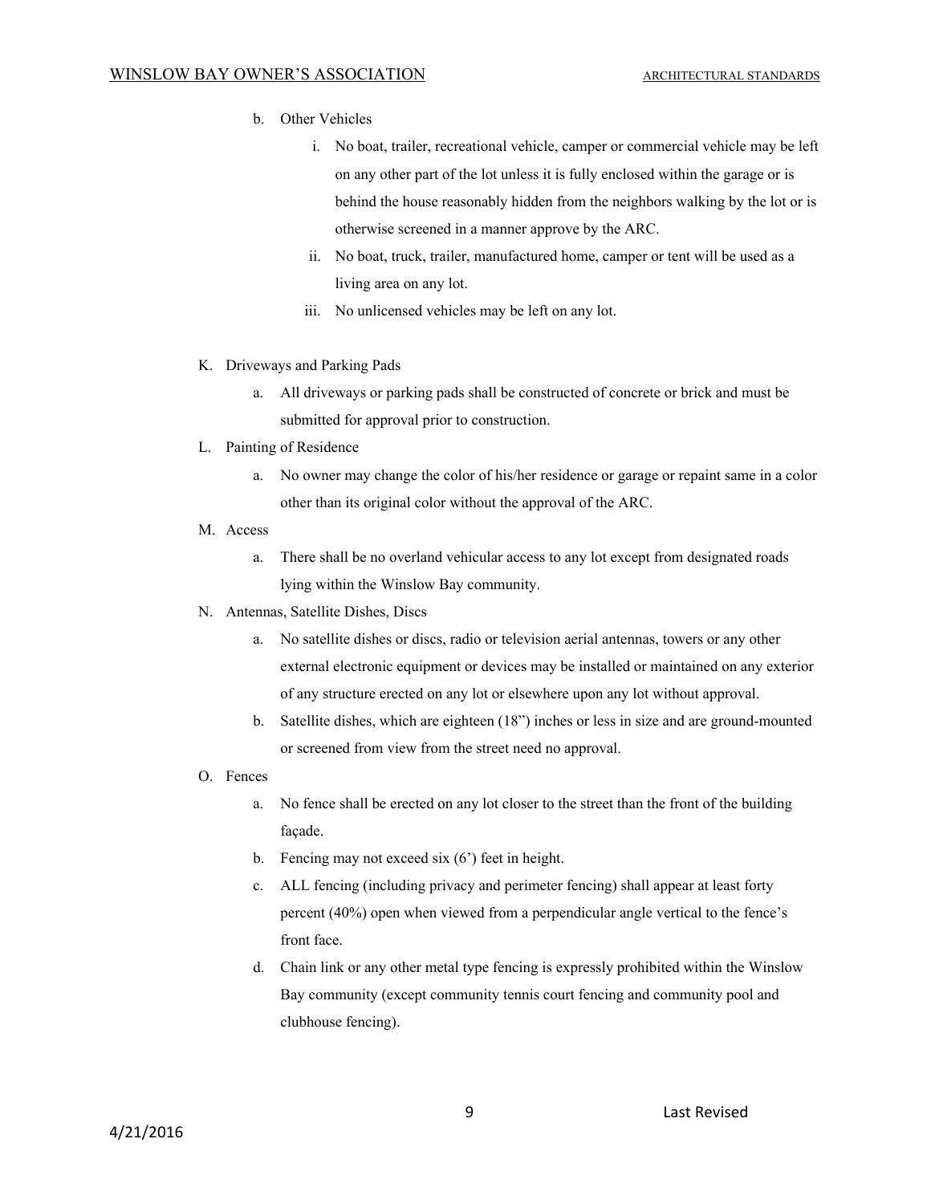b. Other Vehicles

   i. No boat, trailer, recreational vehicle, camper or commercial vehicle may be left on any other part of the lot unless it is fully enclosed within the garage or is behind the house reasonably hidden from the neighbors walking by the lot or is otherwise screened in a manner approve by the ARC.

   ii. No boat, truck, trailer, manufactured home, camper or tent will be used as a living area on any lot.

   iii. No unlicensed vehicles may be left on any lot.

K. Driveways and Parking Pads

   a. All driveways or parking pads shall be constructed of concrete or brick and must be submitted for approval prior to construction.

L. Painting of Residence

   a. No owner may change the color of his/her residence or garage or repaint same in a color other than its original color without the approval of the ARC.

M. Access

   a. There shall be no overland vehicular access to any lot except from designated roads lying within the Winslow Bay community.

N. Antennas, Satellite Dishes, Discs

   a. No satellite dishes or discs, radio or television aerial antennas, towers or any other external electronic equipment or devices may be installed or maintained on any exterior of any structure erected on any lot or elsewhere upon any lot without approval.

   b. Satellite dishes, which are eighteen (18") inches or less in size and are ground-mounted or screened from view from the street need no approval.

O. Fences

   a. No fence shall be erected on any lot closer to the street than the front of the building façade.

   b. Fencing may not exceed six (6') feet in height.

   c. ALL fencing (including privacy and perimeter fencing) shall appear at least forty percent (40%) open when viewed from a perpendicular angle vertical to the fence's front face.

   d. Chain link or any other metal type fencing is expressly prohibited within the Winslow Bay community (except community tennis court fencing and community pool and clubhouse fencing).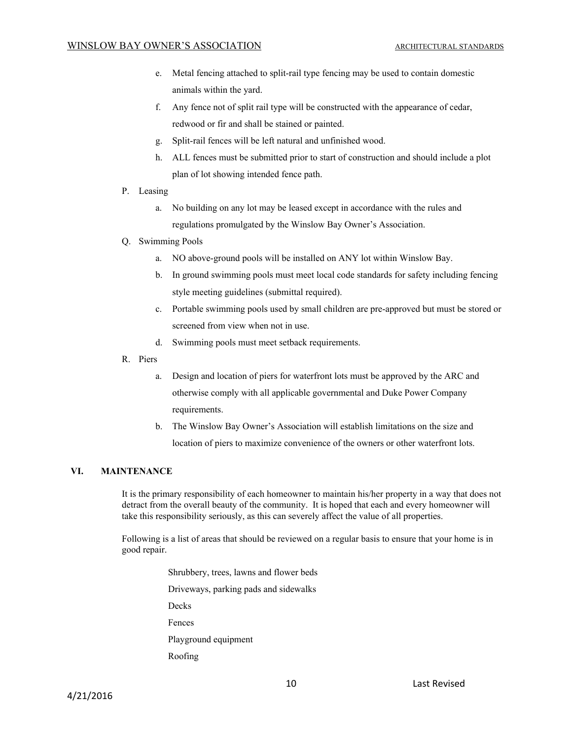e. Metal fencing attached to split-rail type fencing may be used to contain domestic animals within the yard.
f. Any fence not of split rail type will be constructed with the appearance of cedar, redwood or fir and shall be stained or painted.
g. Split-rail fences will be left natural and unfinished wood.
h. ALL fences must be submitted prior to start of construction and should include a plot plan of lot showing intended fence path.

P. Leasing

a. No building on any lot may be leased except in accordance with the rules and regulations promulgated by the Winslow Bay Owner's Association.

Q. Swimming Pools

a. NO above-ground pools will be installed on ANY lot within Winslow Bay.
b. In ground swimming pools must meet local code standards for safety including fencing style meeting guidelines (submittal required).
c. Portable swimming pools used by small children are pre-approved but must be stored or screened from view when not in use.
d. Swimming pools must meet setback requirements.

R. Piers

a. Design and location of piers for waterfront lots must be approved by the ARC and otherwise comply with all applicable governmental and Duke Power Company requirements.
b. The Winslow Bay Owner's Association will establish limitations on the size and location of piers to maximize convenience of the owners or other waterfront lots.

## VI. MAINTENANCE

It is the primary responsibility of each homeowner to maintain his/her property in a way that does not detract from the overall beauty of the community. It is hoped that each and every homeowner will take this responsibility seriously, as this can severely affect the value of all properties.

Following is a list of areas that should be reviewed on a regular basis to ensure that your home is in good repair.

Shrubbery, trees, lawns and flower beds

Driveways, parking pads and sidewalks

Decks

Fences

Playground equipment

Roofing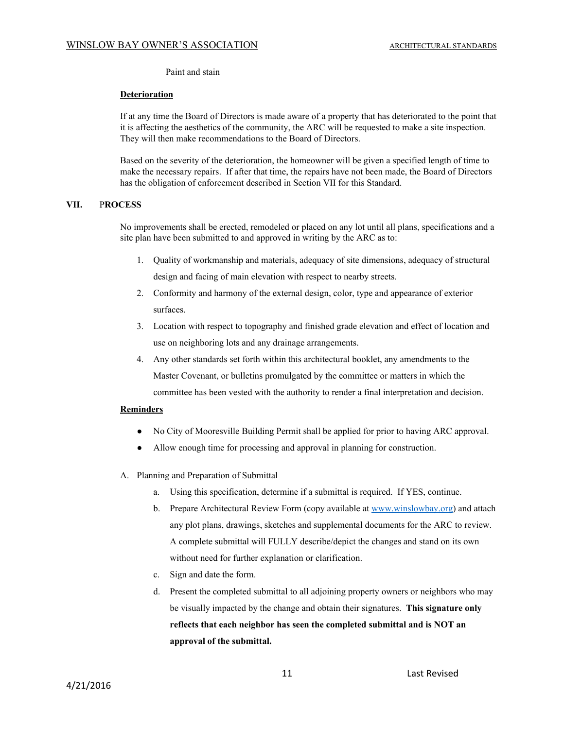Paint and stain

**Deterioration**

If at any time the Board of Directors is made aware of a property that has deteriorated to the point that it is affecting the aesthetics of the community, the ARC will be requested to make a site inspection. They will then make recommendations to the Board of Directors.

Based on the severity of the deterioration, the homeowner will be given a specified length of time to make the necessary repairs. If after that time, the repairs have not been made, the Board of Directors has the obligation of enforcement described in Section VII for this Standard.

## VII. PROCESS

No improvements shall be erected, remodeled or placed on any lot until all plans, specifications and a site plan have been submitted to and approved in writing by the ARC as to:

1. Quality of workmanship and materials, adequacy of site dimensions, adequacy of structural design and facing of main elevation with respect to nearby streets.
2. Conformity and harmony of the external design, color, type and appearance of exterior surfaces.
3. Location with respect to topography and finished grade elevation and effect of location and use on neighboring lots and any drainage arrangements.
4. Any other standards set forth within this architectural booklet, any amendments to the Master Covenant, or bulletins promulgated by the committee or matters in which the committee has been vested with the authority to render a final interpretation and decision.

**Reminders**

- No City of Mooresville Building Permit shall be applied for prior to having ARC approval.
- Allow enough time for processing and approval in planning for construction.

A. Planning and Preparation of Submittal

  a. Using this specification, determine if a submittal is required. If YES, continue.
  b. Prepare Architectural Review Form (copy available at [www.winslowbay.org](http://www.winslowbay.org)) and attach any plot plans, drawings, sketches and supplemental documents for the ARC to review. A complete submittal will FULLY describe/depict the changes and stand on its own without need for further explanation or clarification.
  c. Sign and date the form.
  d. Present the completed submittal to all adjoining property owners or neighbors who may be visually impacted by the change and obtain their signatures. **This signature only reflects that each neighbor has seen the completed submittal and is NOT an approval of the submittal.**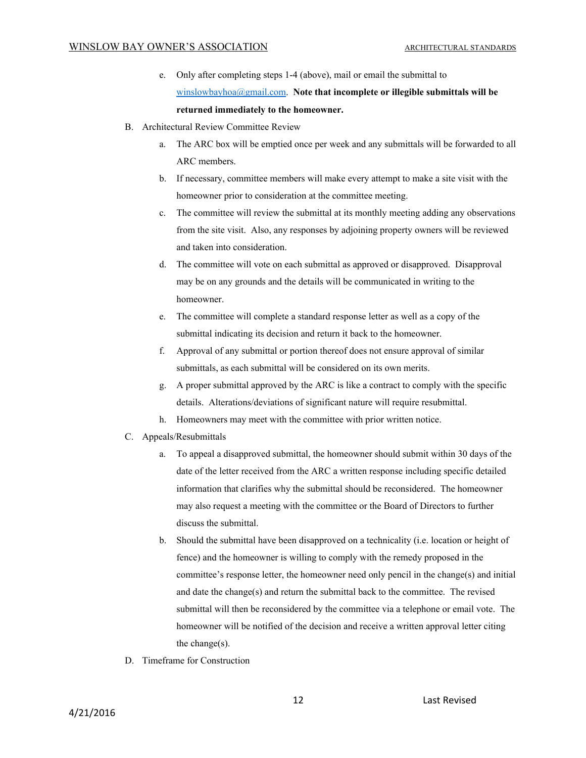e. Only after completing steps 1-4 (above), mail or email the submittal to [winslowbayhoa@gmail.com](mailto:winslowbayhoa@gmail.com). **Note that incomplete or illegible submittals will be returned immediately to the homeowner.**

B. Architectural Review Committee Review

a. The ARC box will be emptied once per week and any submittals will be forwarded to all ARC members.

b. If necessary, committee members will make every attempt to make a site visit with the homeowner prior to consideration at the committee meeting.

c. The committee will review the submittal at its monthly meeting adding any observations from the site visit. Also, any responses by adjoining property owners will be reviewed and taken into consideration.

d. The committee will vote on each submittal as approved or disapproved. Disapproval may be on any grounds and the details will be communicated in writing to the homeowner.

e. The committee will complete a standard response letter as well as a copy of the submittal indicating its decision and return it back to the homeowner.

f. Approval of any submittal or portion thereof does not ensure approval of similar submittals, as each submittal will be considered on its own merits.

g. A proper submittal approved by the ARC is like a contract to comply with the specific details. Alterations/deviations of significant nature will require resubmittal.

h. Homeowners may meet with the committee with prior written notice.

C. Appeals/Resubmittals

a. To appeal a disapproved submittal, the homeowner should submit within 30 days of the date of the letter received from the ARC a written response including specific detailed information that clarifies why the submittal should be reconsidered. The homeowner may also request a meeting with the committee or the Board of Directors to further discuss the submittal.

b. Should the submittal have been disapproved on a technicality (i.e. location or height of fence) and the homeowner is willing to comply with the remedy proposed in the committee's response letter, the homeowner need only pencil in the change(s) and initial and date the change(s) and return the submittal back to the committee. The revised submittal will then be reconsidered by the committee via a telephone or email vote. The homeowner will be notified of the decision and receive a written approval letter citing the change(s).

D. Timeframe for Construction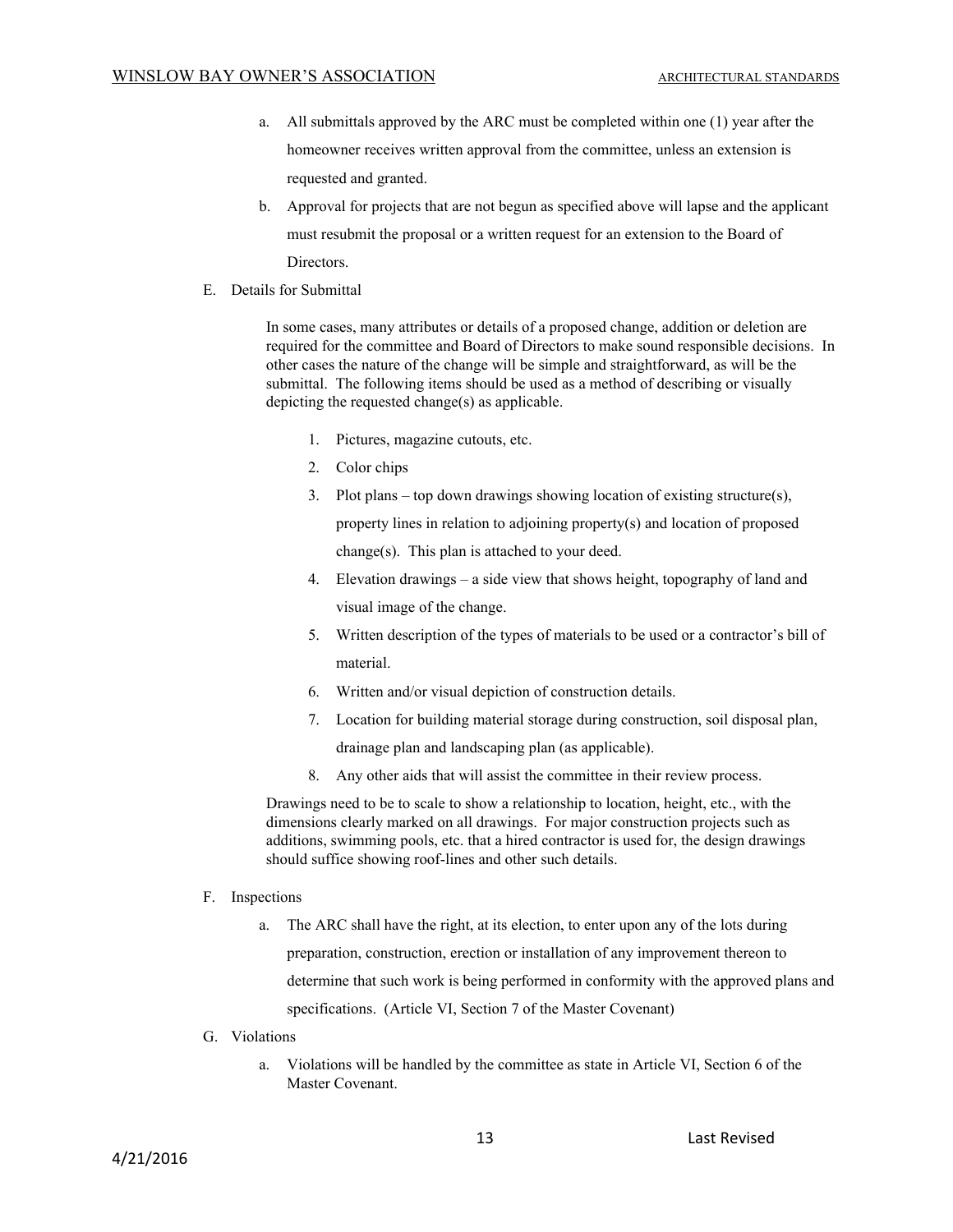a. All submittals approved by the ARC must be completed within one (1) year after the homeowner receives written approval from the committee, unless an extension is requested and granted.

b. Approval for projects that are not begun as specified above will lapse and the applicant must resubmit the proposal or a written request for an extension to the Board of Directors.

E. Details for Submittal

In some cases, many attributes or details of a proposed change, addition or deletion are required for the committee and Board of Directors to make sound responsible decisions. In other cases the nature of the change will be simple and straightforward, as will be the submittal. The following items should be used as a method of describing or visually depicting the requested change(s) as applicable.

1. Pictures, magazine cutouts, etc.
2. Color chips
3. Plot plans – top down drawings showing location of existing structure(s), property lines in relation to adjoining property(s) and location of proposed change(s). This plan is attached to your deed.
4. Elevation drawings – a side view that shows height, topography of land and visual image of the change.
5. Written description of the types of materials to be used or a contractor's bill of material.
6. Written and/or visual depiction of construction details.
7. Location for building material storage during construction, soil disposal plan, drainage plan and landscaping plan (as applicable).
8. Any other aids that will assist the committee in their review process.

Drawings need to be to scale to show a relationship to location, height, etc., with the dimensions clearly marked on all drawings. For major construction projects such as additions, swimming pools, etc. that a hired contractor is used for, the design drawings should suffice showing roof-lines and other such details.

F. Inspections

a. The ARC shall have the right, at its election, to enter upon any of the lots during preparation, construction, erection or installation of any improvement thereon to determine that such work is being performed in conformity with the approved plans and specifications. (Article VI, Section 7 of the Master Covenant)

G. Violations

a. Violations will be handled by the committee as state in Article VI, Section 6 of the Master Covenant.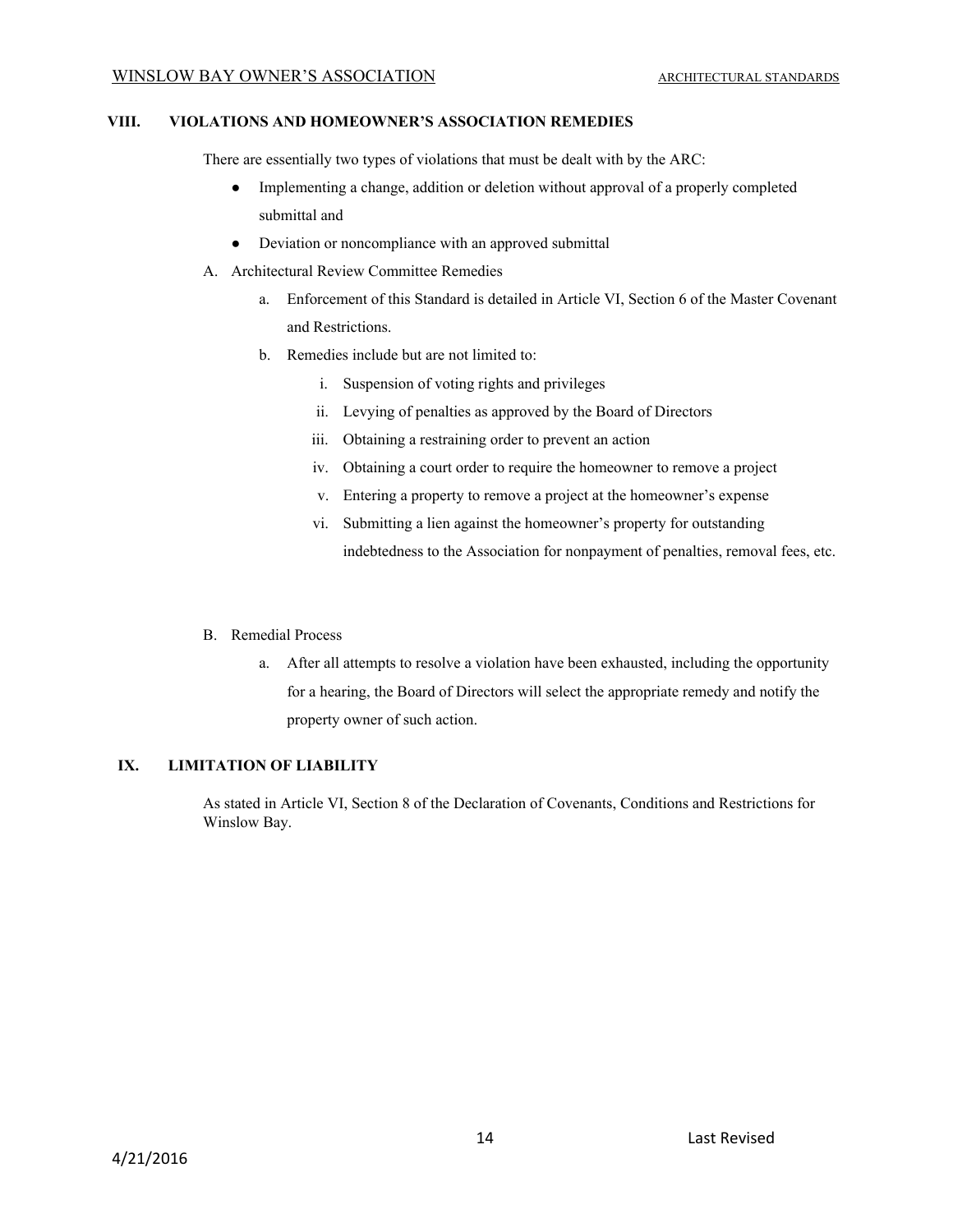## VIII. VIOLATIONS AND HOMEOWNER'S ASSOCIATION REMEDIES

There are essentially two types of violations that must be dealt with by the ARC:

- Implementing a change, addition or deletion without approval of a properly completed submittal and
- Deviation or noncompliance with an approved submittal

A. Architectural Review Committee Remedies

   a. Enforcement of this Standard is detailed in Article VI, Section 6 of the Master Covenant and Restrictions.

   b. Remedies include but are not limited to:

      i. Suspension of voting rights and privileges
      ii. Levying of penalties as approved by the Board of Directors
      iii. Obtaining a restraining order to prevent an action
      iv. Obtaining a court order to require the homeowner to remove a project
      v. Entering a property to remove a project at the homeowner's expense
      vi. Submitting a lien against the homeowner's property for outstanding indebtedness to the Association for nonpayment of penalties, removal fees, etc.

B. Remedial Process

   a. After all attempts to resolve a violation have been exhausted, including the opportunity for a hearing, the Board of Directors will select the appropriate remedy and notify the property owner of such action.

## IX. LIMITATION OF LIABILITY

As stated in Article VI, Section 8 of the Declaration of Covenants, Conditions and Restrictions for Winslow Bay.